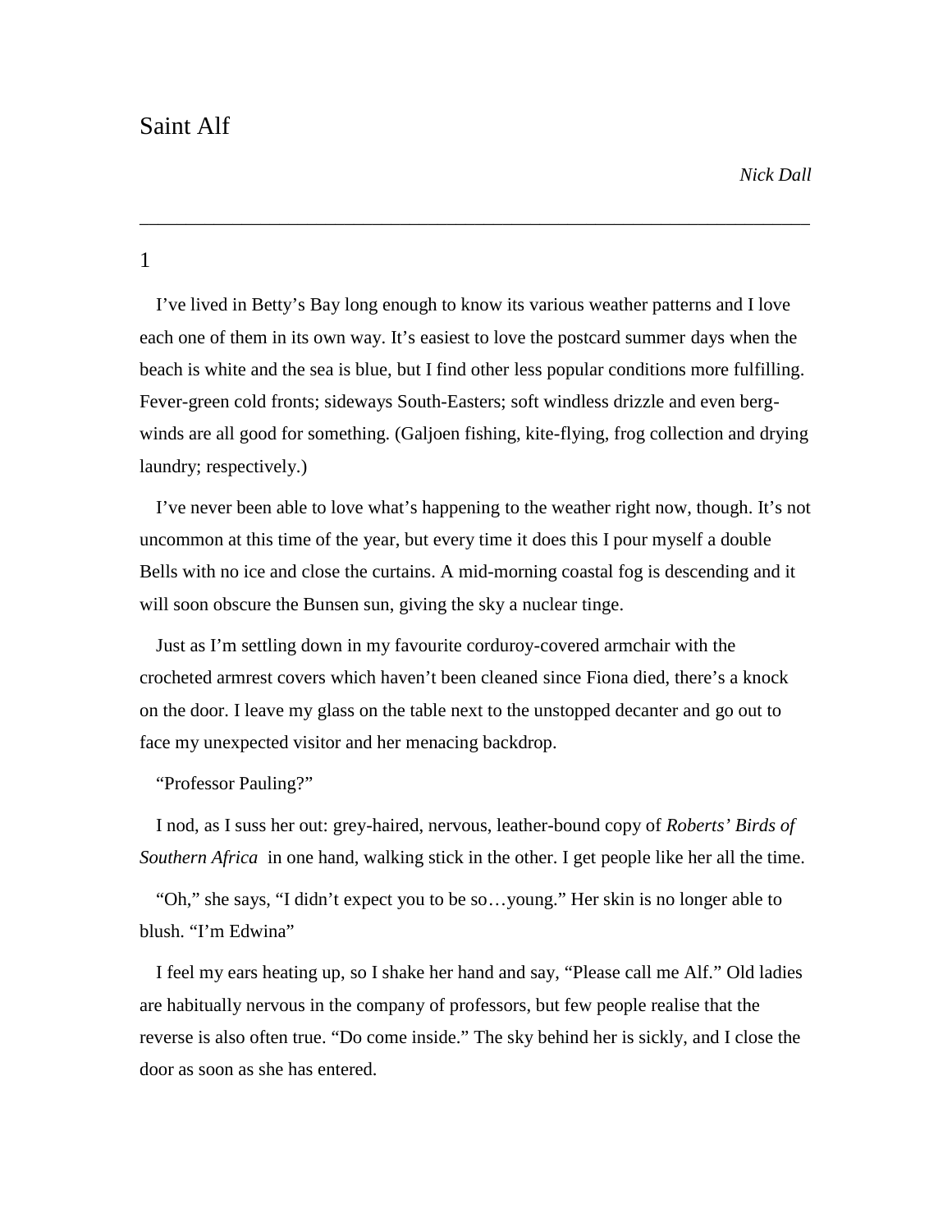# Saint Alf

*Nick Dall*

---

## 1

I've lived in Betty's Bay long enough to know its various weather patterns and I love each one of them in its own way. It's easiest to love the postcard summer days when the beach is white and the sea is blue, but I find other less popular conditions more fulfilling. Fever-green cold fronts; sideways South-Easters; soft windless drizzle and even berg-winds are all good for something. (Galjoen fishing, kite-flying, frog collection and drying laundry; respectively.)

I've never been able to love what's happening to the weather right now, though. It's not uncommon at this time of the year, but every time it does this I pour myself a double Bells with no ice and close the curtains. A mid-morning coastal fog is descending and it will soon obscure the Bunsen sun, giving the sky a nuclear tinge.

Just as I'm settling down in my favourite corduroy-covered armchair with the crocheted armrest covers which haven't been cleaned since Fiona died, there's a knock on the door. I leave my glass on the table next to the unstopped decanter and go out to face my unexpected visitor and her menacing backdrop.

"Professor Pauling?"

I nod, as I suss her out: grey-haired, nervous, leather-bound copy of *Roberts' Birds of Southern Africa* in one hand, walking stick in the other. I get people like her all the time.

"Oh," she says, "I didn't expect you to be so…young." Her skin is no longer able to blush. "I'm Edwina"

I feel my ears heating up, so I shake her hand and say, "Please call me Alf." Old ladies are habitually nervous in the company of professors, but few people realise that the reverse is also often true. "Do come inside." The sky behind her is sickly, and I close the door as soon as she has entered.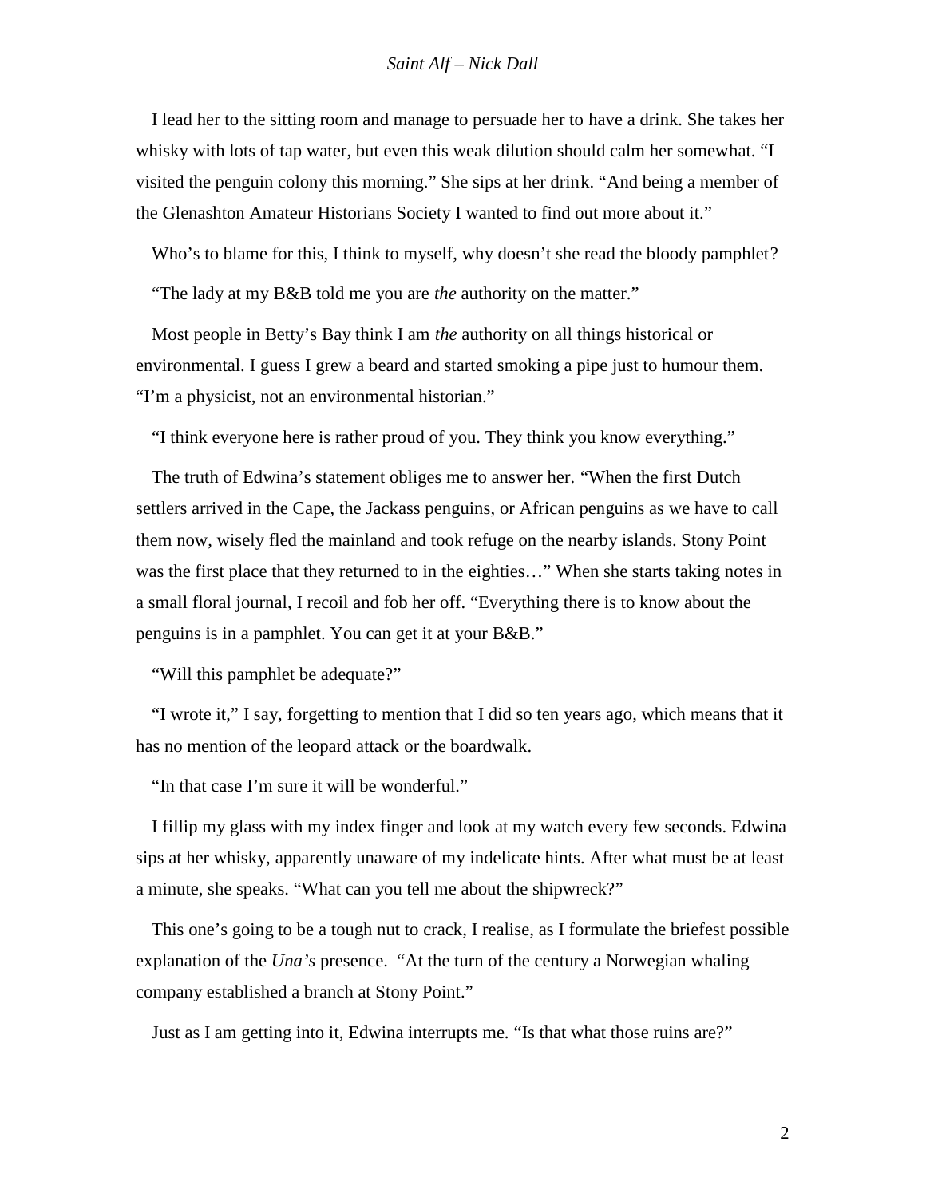I lead her to the sitting room and manage to persuade her to have a drink. She takes her whisky with lots of tap water, but even this weak dilution should calm her somewhat. "I visited the penguin colony this morning." She sips at her drink. "And being a member of the Glenashton Amateur Historians Society I wanted to find out more about it."

Who's to blame for this, I think to myself, why doesn't she read the bloody pamphlet?

"The lady at my B&B told me you are *the* authority on the matter."

Most people in Betty's Bay think I am *the* authority on all things historical or environmental. I guess I grew a beard and started smoking a pipe just to humour them. "I'm a physicist, not an environmental historian."

"I think everyone here is rather proud of you. They think you know everything."

The truth of Edwina's statement obliges me to answer her. "When the first Dutch settlers arrived in the Cape, the Jackass penguins, or African penguins as we have to call them now, wisely fled the mainland and took refuge on the nearby islands. Stony Point was the first place that they returned to in the eighties…" When she starts taking notes in a small floral journal, I recoil and fob her off. "Everything there is to know about the penguins is in a pamphlet. You can get it at your B&B."

"Will this pamphlet be adequate?"

"I wrote it," I say, forgetting to mention that I did so ten years ago, which means that it has no mention of the leopard attack or the boardwalk.

"In that case I'm sure it will be wonderful."

I fillip my glass with my index finger and look at my watch every few seconds. Edwina sips at her whisky, apparently unaware of my indelicate hints. After what must be at least a minute, she speaks. "What can you tell me about the shipwreck?"

This one's going to be a tough nut to crack, I realise, as I formulate the briefest possible explanation of the *Una's* presence. "At the turn of the century a Norwegian whaling company established a branch at Stony Point."

Just as I am getting into it, Edwina interrupts me. "Is that what those ruins are?"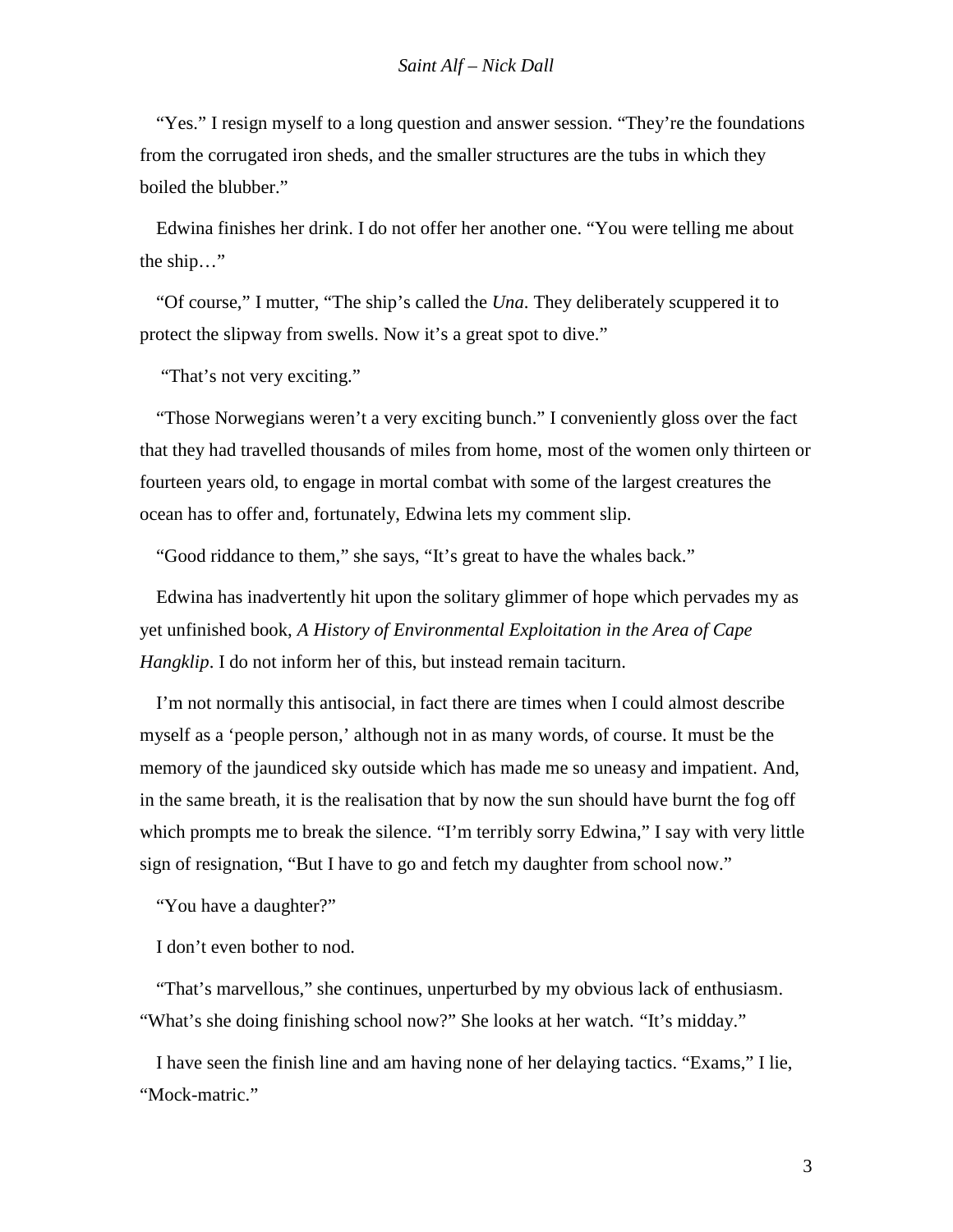"Yes." I resign myself to a long question and answer session. "They're the foundations from the corrugated iron sheds, and the smaller structures are the tubs in which they boiled the blubber."

Edwina finishes her drink. I do not offer her another one. "You were telling me about the ship…"

"Of course," I mutter, "The ship's called the *Una*. They deliberately scuppered it to protect the slipway from swells. Now it's a great spot to dive."

"That's not very exciting."

"Those Norwegians weren't a very exciting bunch." I conveniently gloss over the fact that they had travelled thousands of miles from home, most of the women only thirteen or fourteen years old, to engage in mortal combat with some of the largest creatures the ocean has to offer and, fortunately, Edwina lets my comment slip.

"Good riddance to them," she says, "It's great to have the whales back."

Edwina has inadvertently hit upon the solitary glimmer of hope which pervades my as yet unfinished book, *A History of Environmental Exploitation in the Area of Cape Hangklip*. I do not inform her of this, but instead remain taciturn.

I'm not normally this antisocial, in fact there are times when I could almost describe myself as a 'people person,' although not in as many words, of course. It must be the memory of the jaundiced sky outside which has made me so uneasy and impatient. And, in the same breath, it is the realisation that by now the sun should have burnt the fog off which prompts me to break the silence. "I'm terribly sorry Edwina," I say with very little sign of resignation, "But I have to go and fetch my daughter from school now."

"You have a daughter?"

I don't even bother to nod.

"That's marvellous," she continues, unperturbed by my obvious lack of enthusiasm. "What's she doing finishing school now?" She looks at her watch. "It's midday."

I have seen the finish line and am having none of her delaying tactics. "Exams," I lie, "Mock-matric."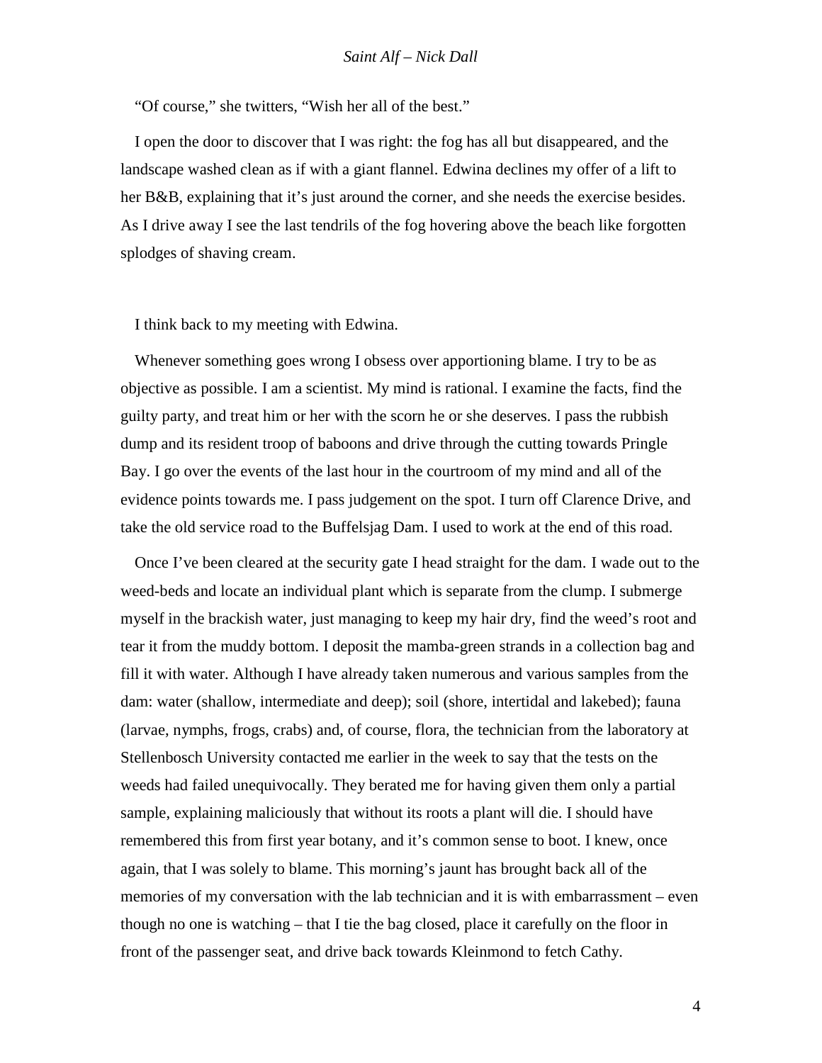"Of course," she twitters, "Wish her all of the best."

I open the door to discover that I was right: the fog has all but disappeared, and the landscape washed clean as if with a giant flannel. Edwina declines my offer of a lift to her B&B, explaining that it's just around the corner, and she needs the exercise besides. As I drive away I see the last tendrils of the fog hovering above the beach like forgotten splodges of shaving cream.

I think back to my meeting with Edwina.

Whenever something goes wrong I obsess over apportioning blame. I try to be as objective as possible. I am a scientist. My mind is rational. I examine the facts, find the guilty party, and treat him or her with the scorn he or she deserves. I pass the rubbish dump and its resident troop of baboons and drive through the cutting towards Pringle Bay. I go over the events of the last hour in the courtroom of my mind and all of the evidence points towards me. I pass judgement on the spot. I turn off Clarence Drive, and take the old service road to the Buffelsjag Dam. I used to work at the end of this road.

Once I've been cleared at the security gate I head straight for the dam. I wade out to the weed-beds and locate an individual plant which is separate from the clump. I submerge myself in the brackish water, just managing to keep my hair dry, find the weed's root and tear it from the muddy bottom. I deposit the mamba-green strands in a collection bag and fill it with water. Although I have already taken numerous and various samples from the dam: water (shallow, intermediate and deep); soil (shore, intertidal and lakebed); fauna (larvae, nymphs, frogs, crabs) and, of course, flora, the technician from the laboratory at Stellenbosch University contacted me earlier in the week to say that the tests on the weeds had failed unequivocally. They berated me for having given them only a partial sample, explaining maliciously that without its roots a plant will die. I should have remembered this from first year botany, and it's common sense to boot. I knew, once again, that I was solely to blame. This morning's jaunt has brought back all of the memories of my conversation with the lab technician and it is with embarrassment – even though no one is watching – that I tie the bag closed, place it carefully on the floor in front of the passenger seat, and drive back towards Kleinmond to fetch Cathy.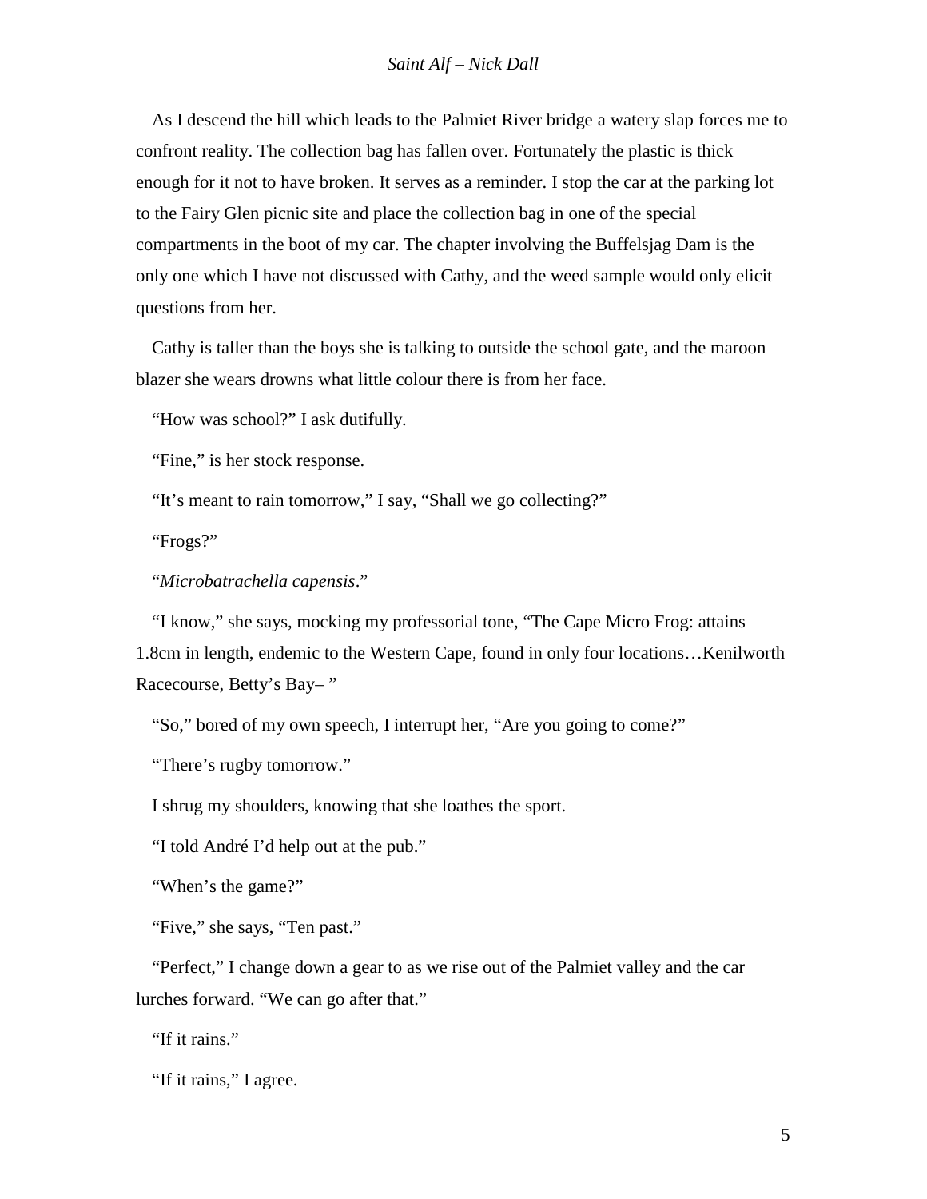As I descend the hill which leads to the Palmiet River bridge a watery slap forces me to confront reality. The collection bag has fallen over. Fortunately the plastic is thick enough for it not to have broken. It serves as a reminder. I stop the car at the parking lot to the Fairy Glen picnic site and place the collection bag in one of the special compartments in the boot of my car. The chapter involving the Buffelsjag Dam is the only one which I have not discussed with Cathy, and the weed sample would only elicit questions from her.

Cathy is taller than the boys she is talking to outside the school gate, and the maroon blazer she wears drowns what little colour there is from her face.

"How was school?" I ask dutifully.

"Fine," is her stock response.

"It's meant to rain tomorrow," I say, "Shall we go collecting?"

"Frogs?"

"*Microbatrachella capensis*."

"I know," she says, mocking my professorial tone, "The Cape Micro Frog: attains 1.8cm in length, endemic to the Western Cape, found in only four locations…Kenilworth Racecourse, Betty's Bay– "

"So," bored of my own speech, I interrupt her, "Are you going to come?"

"There's rugby tomorrow."

I shrug my shoulders, knowing that she loathes the sport.

"I told André I'd help out at the pub."

"When's the game?"

"Five," she says, "Ten past."

"Perfect," I change down a gear to as we rise out of the Palmiet valley and the car lurches forward. "We can go after that."

"If it rains."

"If it rains," I agree.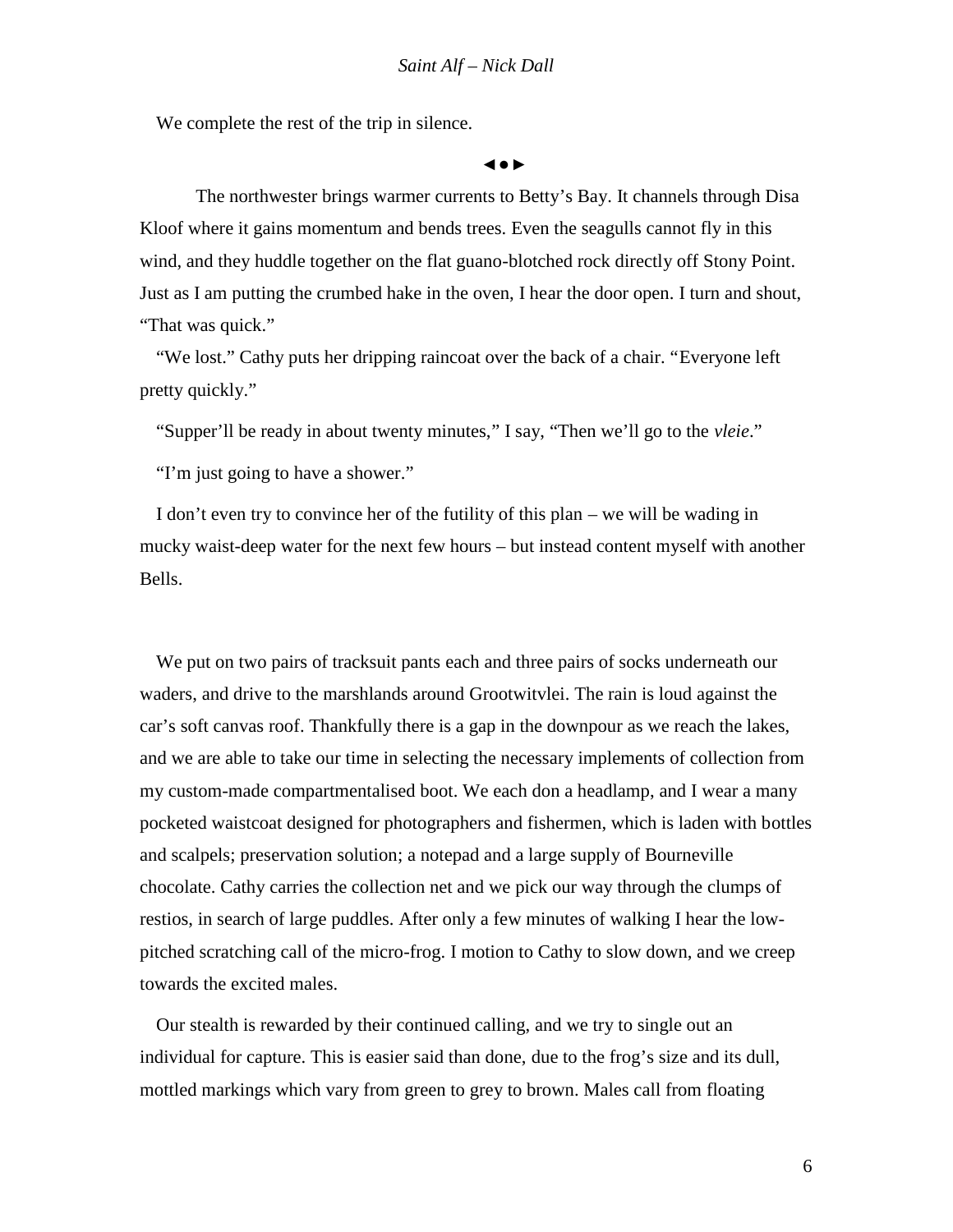We complete the rest of the trip in silence.

◄●►

The northwester brings warmer currents to Betty's Bay. It channels through Disa Kloof where it gains momentum and bends trees. Even the seagulls cannot fly in this wind, and they huddle together on the flat guano-blotched rock directly off Stony Point. Just as I am putting the crumbed hake in the oven, I hear the door open. I turn and shout, "That was quick."

"We lost." Cathy puts her dripping raincoat over the back of a chair. "Everyone left pretty quickly."

"Supper'll be ready in about twenty minutes," I say, "Then we'll go to the *vleie*."

"I'm just going to have a shower."

I don't even try to convince her of the futility of this plan – we will be wading in mucky waist-deep water for the next few hours – but instead content myself with another Bells.

We put on two pairs of tracksuit pants each and three pairs of socks underneath our waders, and drive to the marshlands around Grootwitvlei. The rain is loud against the car's soft canvas roof. Thankfully there is a gap in the downpour as we reach the lakes, and we are able to take our time in selecting the necessary implements of collection from my custom-made compartmentalised boot. We each don a headlamp, and I wear a many pocketed waistcoat designed for photographers and fishermen, which is laden with bottles and scalpels; preservation solution; a notepad and a large supply of Bourneville chocolate. Cathy carries the collection net and we pick our way through the clumps of restios, in search of large puddles. After only a few minutes of walking I hear the low-pitched scratching call of the micro-frog. I motion to Cathy to slow down, and we creep towards the excited males.

Our stealth is rewarded by their continued calling, and we try to single out an individual for capture. This is easier said than done, due to the frog's size and its dull, mottled markings which vary from green to grey to brown. Males call from floating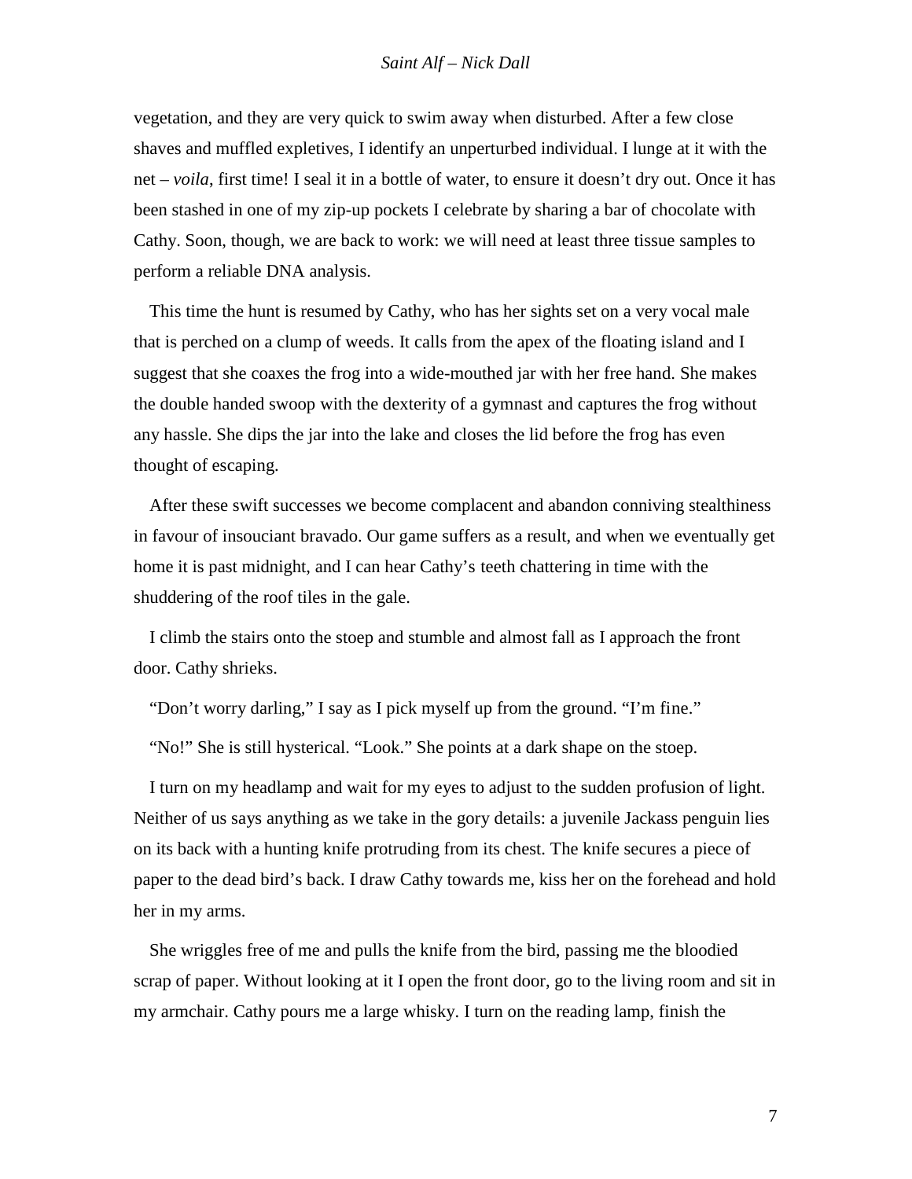vegetation, and they are very quick to swim away when disturbed. After a few close shaves and muffled expletives, I identify an unperturbed individual. I lunge at it with the net – *voila*, first time! I seal it in a bottle of water, to ensure it doesn't dry out. Once it has been stashed in one of my zip-up pockets I celebrate by sharing a bar of chocolate with Cathy. Soon, though, we are back to work: we will need at least three tissue samples to perform a reliable DNA analysis.

This time the hunt is resumed by Cathy, who has her sights set on a very vocal male that is perched on a clump of weeds. It calls from the apex of the floating island and I suggest that she coaxes the frog into a wide-mouthed jar with her free hand. She makes the double handed swoop with the dexterity of a gymnast and captures the frog without any hassle. She dips the jar into the lake and closes the lid before the frog has even thought of escaping.

After these swift successes we become complacent and abandon conniving stealthiness in favour of insouciant bravado. Our game suffers as a result, and when we eventually get home it is past midnight, and I can hear Cathy's teeth chattering in time with the shuddering of the roof tiles in the gale.

I climb the stairs onto the stoep and stumble and almost fall as I approach the front door. Cathy shrieks.

"Don't worry darling," I say as I pick myself up from the ground. "I'm fine."

"No!" She is still hysterical. "Look." She points at a dark shape on the stoep.

I turn on my headlamp and wait for my eyes to adjust to the sudden profusion of light. Neither of us says anything as we take in the gory details: a juvenile Jackass penguin lies on its back with a hunting knife protruding from its chest. The knife secures a piece of paper to the dead bird's back. I draw Cathy towards me, kiss her on the forehead and hold her in my arms.

She wriggles free of me and pulls the knife from the bird, passing me the bloodied scrap of paper. Without looking at it I open the front door, go to the living room and sit in my armchair. Cathy pours me a large whisky. I turn on the reading lamp, finish the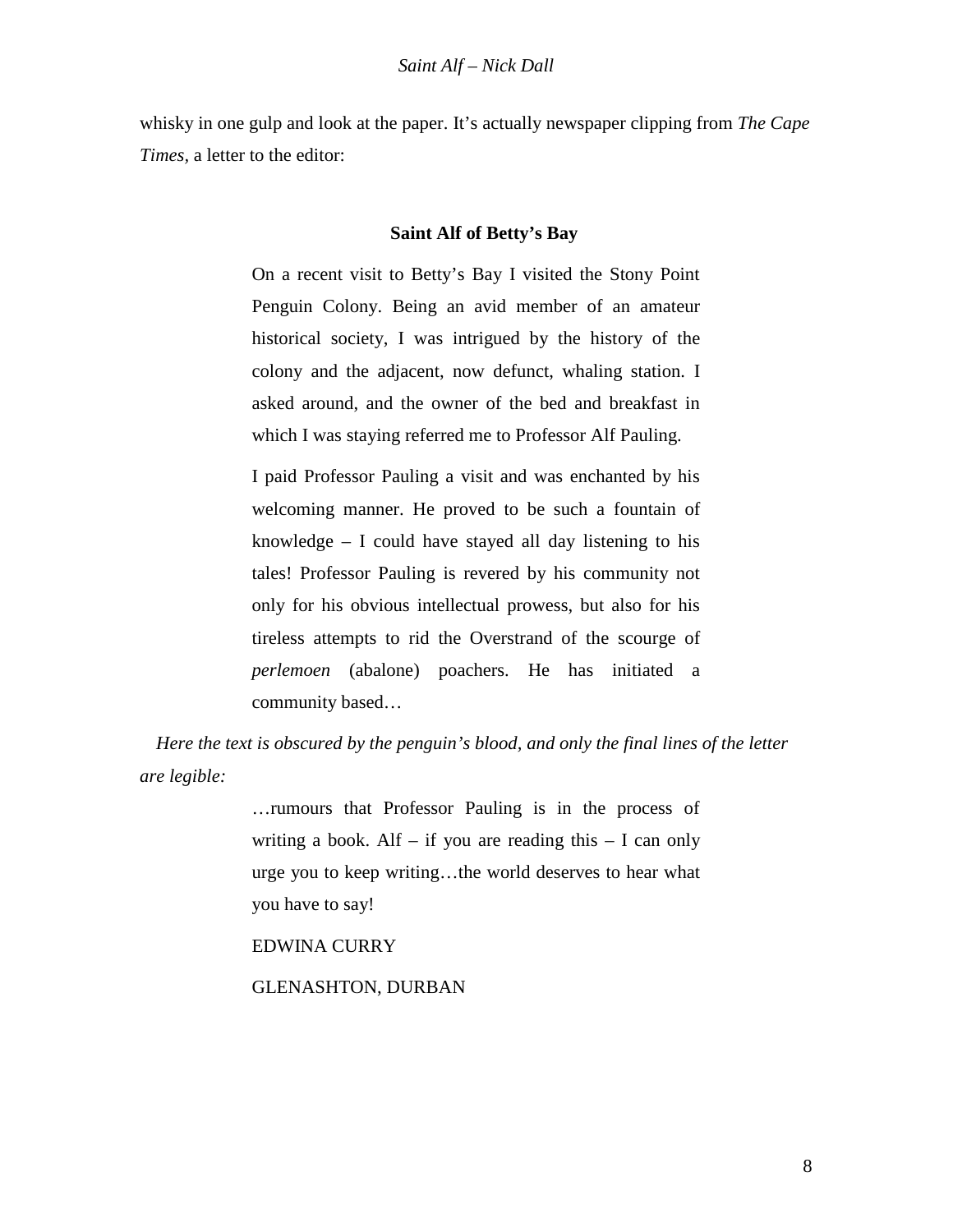whisky in one gulp and look at the paper. It's actually newspaper clipping from *The Cape Times*, a letter to the editor:

> **Saint Alf of Betty's Bay**
>
> On a recent visit to Betty's Bay I visited the Stony Point Penguin Colony. Being an avid member of an amateur historical society, I was intrigued by the history of the colony and the adjacent, now defunct, whaling station. I asked around, and the owner of the bed and breakfast in which I was staying referred me to Professor Alf Pauling.
>
> I paid Professor Pauling a visit and was enchanted by his welcoming manner. He proved to be such a fountain of knowledge – I could have stayed all day listening to his tales! Professor Pauling is revered by his community not only for his obvious intellectual prowess, but also for his tireless attempts to rid the Overstrand of the scourge of *perlemoen* (abalone) poachers. He has initiated a community based…

*Here the text is obscured by the penguin's blood, and only the final lines of the letter are legible:*

> …rumours that Professor Pauling is in the process of writing a book. Alf – if you are reading this – I can only urge you to keep writing…the world deserves to hear what you have to say!
>
> EDWINA CURRY
>
> GLENASHTON, DURBAN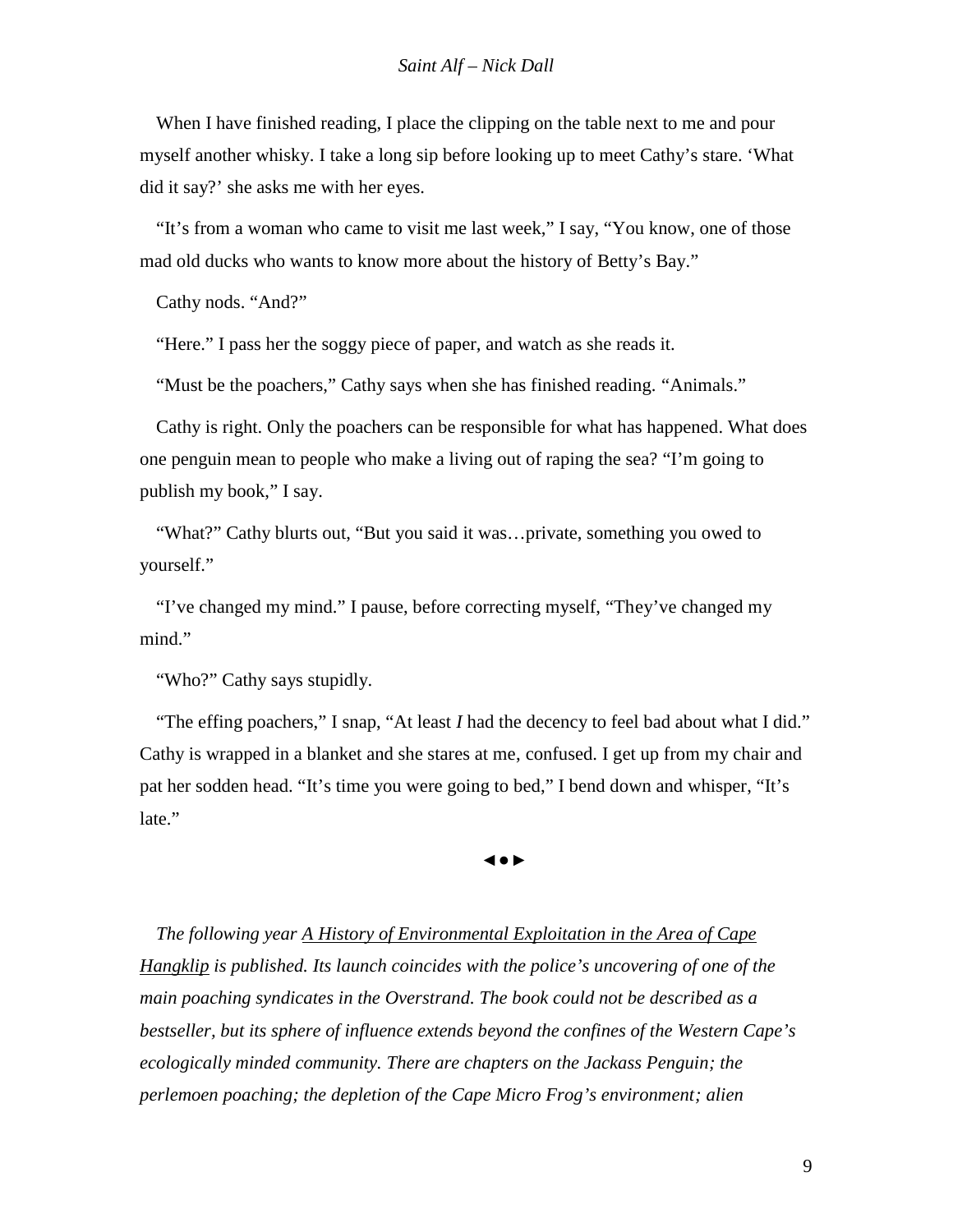When I have finished reading, I place the clipping on the table next to me and pour myself another whisky. I take a long sip before looking up to meet Cathy's stare. 'What did it say?' she asks me with her eyes.

"It's from a woman who came to visit me last week," I say, "You know, one of those mad old ducks who wants to know more about the history of Betty's Bay."

Cathy nods. "And?"

"Here." I pass her the soggy piece of paper, and watch as she reads it.

"Must be the poachers," Cathy says when she has finished reading. "Animals."

Cathy is right. Only the poachers can be responsible for what has happened. What does one penguin mean to people who make a living out of raping the sea? "I'm going to publish my book," I say.

"What?" Cathy blurts out, "But you said it was…private, something you owed to yourself."

"I've changed my mind." I pause, before correcting myself, "They've changed my mind."

"Who?" Cathy says stupidly.

"The effing poachers," I snap, "At least *I* had the decency to feel bad about what I did." Cathy is wrapped in a blanket and she stares at me, confused. I get up from my chair and pat her sodden head. "It's time you were going to bed," I bend down and whisper, "It's late."

◄●►

*The following year <u>A History of Environmental Exploitation in the Area of Cape Hangklip</u> is published. Its launch coincides with the police's uncovering of one of the main poaching syndicates in the Overstrand. The book could not be described as a bestseller, but its sphere of influence extends beyond the confines of the Western Cape's ecologically minded community. There are chapters on the Jackass Penguin; the perlemoen poaching; the depletion of the Cape Micro Frog's environment; alien*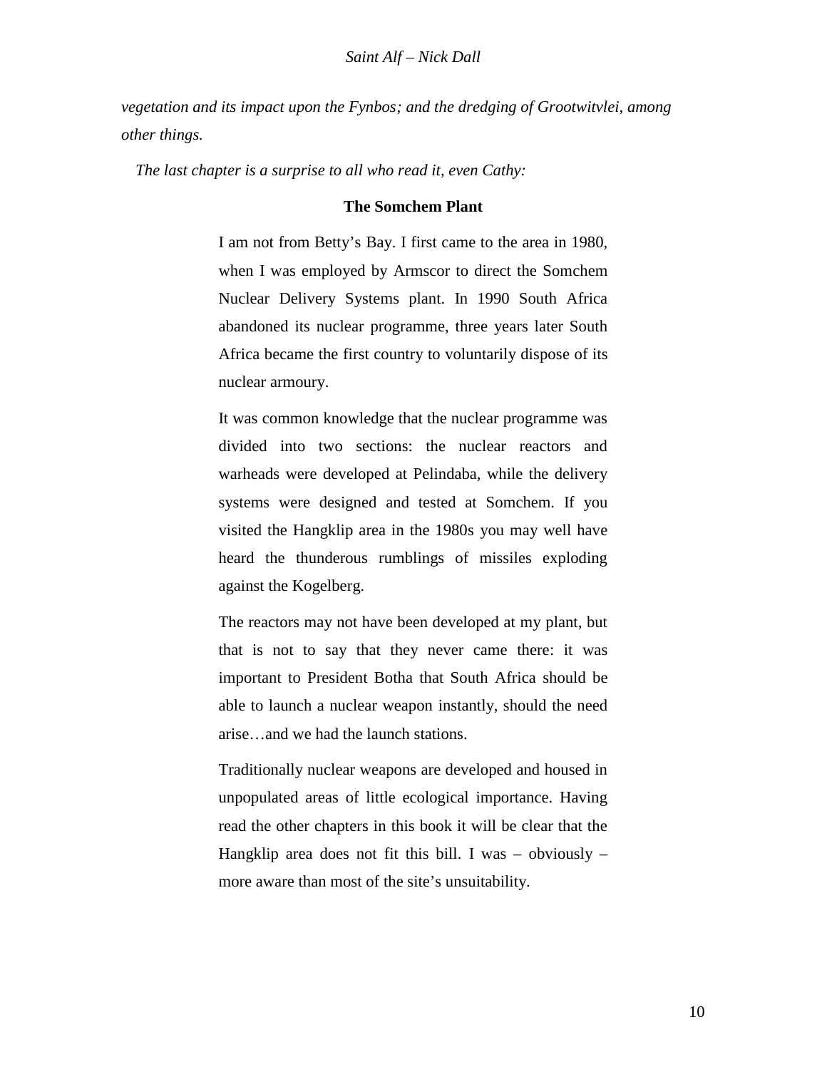*vegetation and its impact upon the Fynbos; and the dredging of Grootwitvlei, among other things.*

*The last chapter is a surprise to all who read it, even Cathy:*

**The Somchem Plant**

> I am not from Betty's Bay. I first came to the area in 1980, when I was employed by Armscor to direct the Somchem Nuclear Delivery Systems plant. In 1990 South Africa abandoned its nuclear programme, three years later South Africa became the first country to voluntarily dispose of its nuclear armoury.
>
> It was common knowledge that the nuclear programme was divided into two sections: the nuclear reactors and warheads were developed at Pelindaba, while the delivery systems were designed and tested at Somchem. If you visited the Hangklip area in the 1980s you may well have heard the thunderous rumblings of missiles exploding against the Kogelberg.
>
> The reactors may not have been developed at my plant, but that is not to say that they never came there: it was important to President Botha that South Africa should be able to launch a nuclear weapon instantly, should the need arise…and we had the launch stations.
>
> Traditionally nuclear weapons are developed and housed in unpopulated areas of little ecological importance. Having read the other chapters in this book it will be clear that the Hangklip area does not fit this bill. I was – obviously – more aware than most of the site's unsuitability.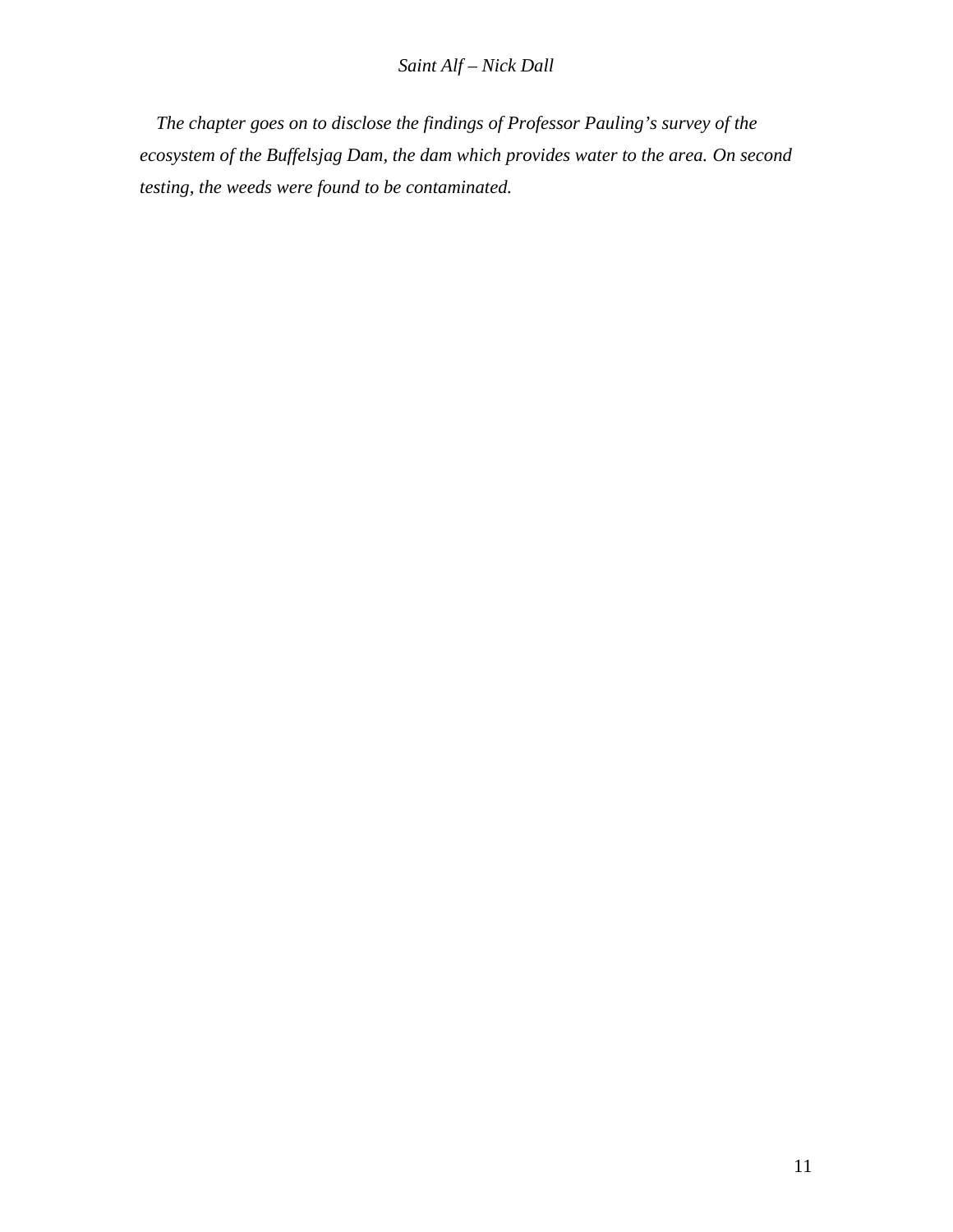*The chapter goes on to disclose the findings of Professor Pauling's survey of the ecosystem of the Buffelsjag Dam, the dam which provides water to the area. On second testing, the weeds were found to be contaminated.*